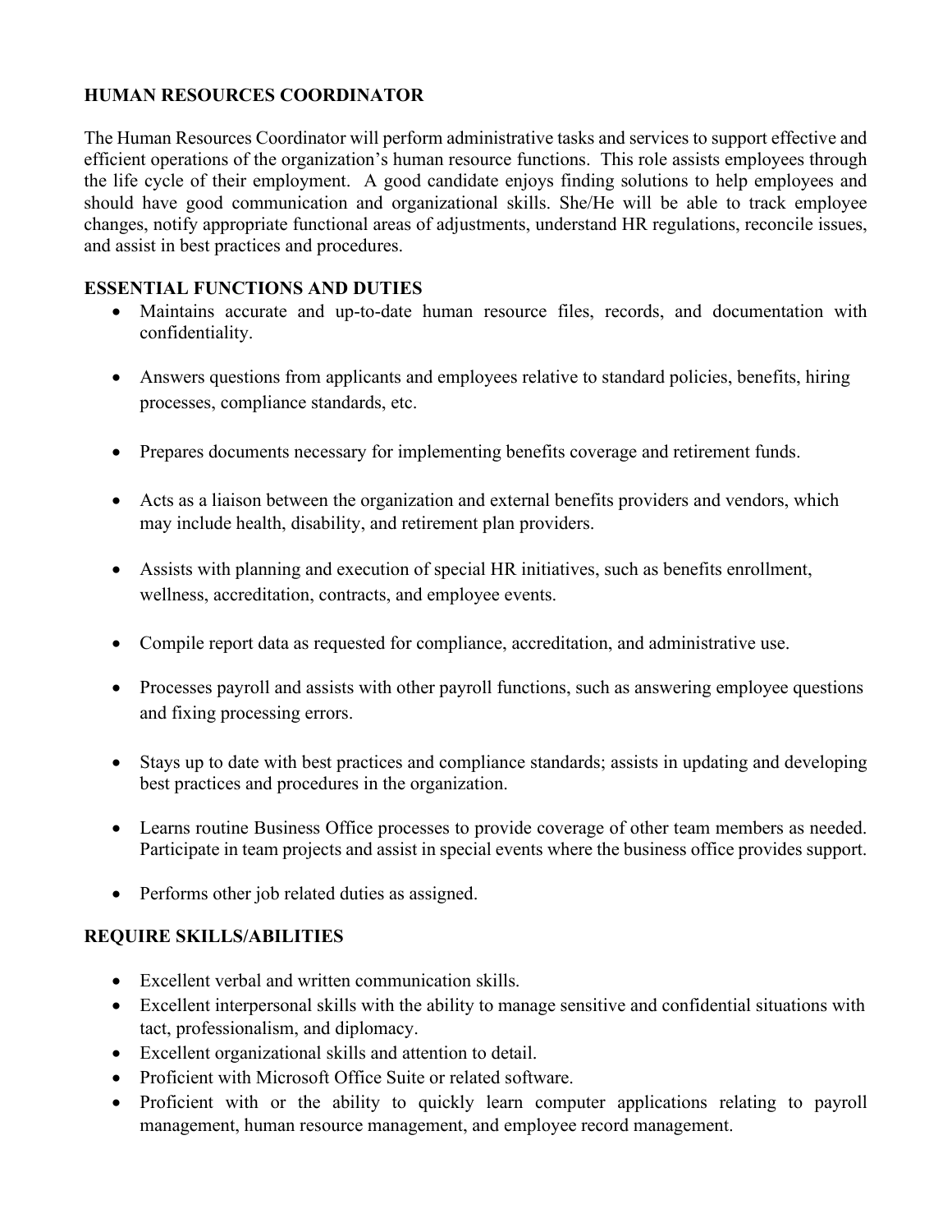# HUMAN RESOURCES COORDINATOR

The Human Resources Coordinator will perform administrative tasks and services to support effective and efficient operations of the organization's human resource functions. This role assists employees through the life cycle of their employment. A good candidate enjoys finding solutions to help employees and should have good communication and organizational skills. She/He will be able to track employee changes, notify appropriate functional areas of adjustments, understand HR regulations, reconcile issues, and assist in best practices and procedures.

## ESSENTIAL FUNCTIONS AND DUTIES

- Maintains accurate and up-to-date human resource files, records, and documentation with confidentiality.
- Answers questions from applicants and employees relative to standard policies, benefits, hiring processes, compliance standards, etc.
- Prepares documents necessary for implementing benefits coverage and retirement funds.
- Acts as a liaison between the organization and external benefits providers and vendors, which may include health, disability, and retirement plan providers.
- Assists with planning and execution of special HR initiatives, such as benefits enrollment, wellness, accreditation, contracts, and employee events.
- Compile report data as requested for compliance, accreditation, and administrative use.
- Processes payroll and assists with other payroll functions, such as answering employee questions and fixing processing errors.
- Stays up to date with best practices and compliance standards; assists in updating and developing best practices and procedures in the organization.
- Learns routine Business Office processes to provide coverage of other team members as needed. Participate in team projects and assist in special events where the business office provides support.
- Performs other job related duties as assigned.

## REQUIRE SKILLS/ABILITIES

- Excellent verbal and written communication skills.
- Excellent interpersonal skills with the ability to manage sensitive and confidential situations with tact, professionalism, and diplomacy.
- Excellent organizational skills and attention to detail.
- Proficient with Microsoft Office Suite or related software.
- Proficient with or the ability to quickly learn computer applications relating to payroll management, human resource management, and employee record management.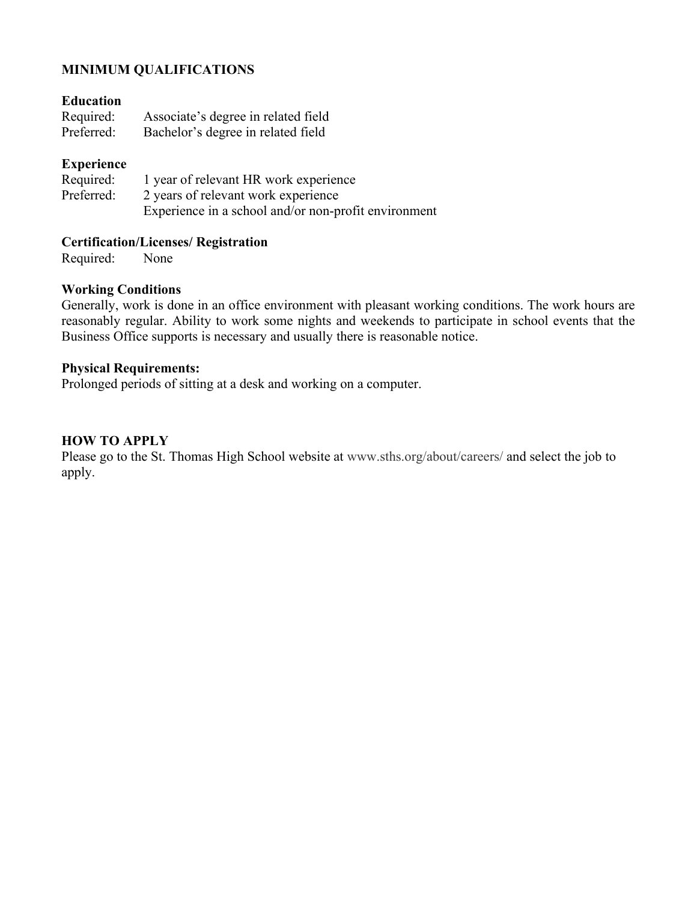## MINIMUM QUALIFICATIONS

**Education**

| | |
|---|---|
| Required: | Associate's degree in related field |
| Preferred: | Bachelor's degree in related field |

**Experience**

| | |
|---|---|
| Required: | 1 year of relevant HR work experience |
| Preferred: | 2 years of relevant work experience |
| | Experience in a school and/or non-profit environment |

**Certification/Licenses/ Registration**

Required: None

**Working Conditions**

Generally, work is done in an office environment with pleasant working conditions. The work hours are reasonably regular. Ability to work some nights and weekends to participate in school events that the Business Office supports is necessary and usually there is reasonable notice.

**Physical Requirements:**

Prolonged periods of sitting at a desk and working on a computer.

## HOW TO APPLY

Please go to the St. Thomas High School website at www.sths.org/about/careers/ and select the job to apply.